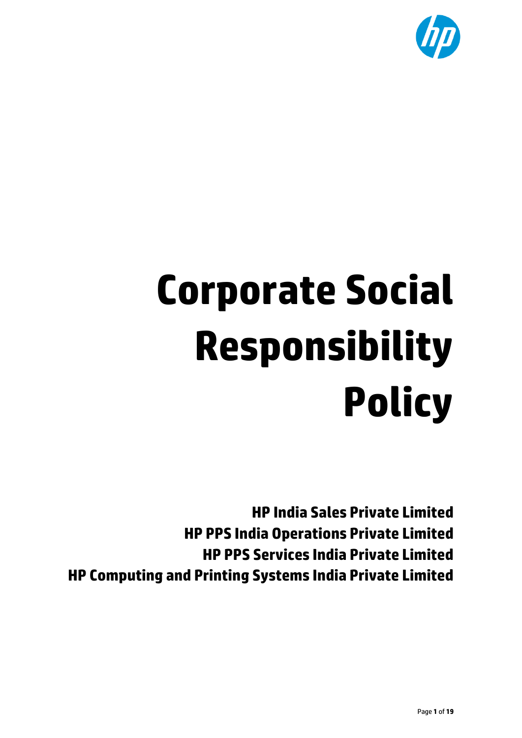# Corporate Social Responsibility Policy

**HP India Sales Private Limited**
**HP PPS India Operations Private Limited**
**HP PPS Services India Private Limited**
**HP Computing and Printing Systems India Private Limited**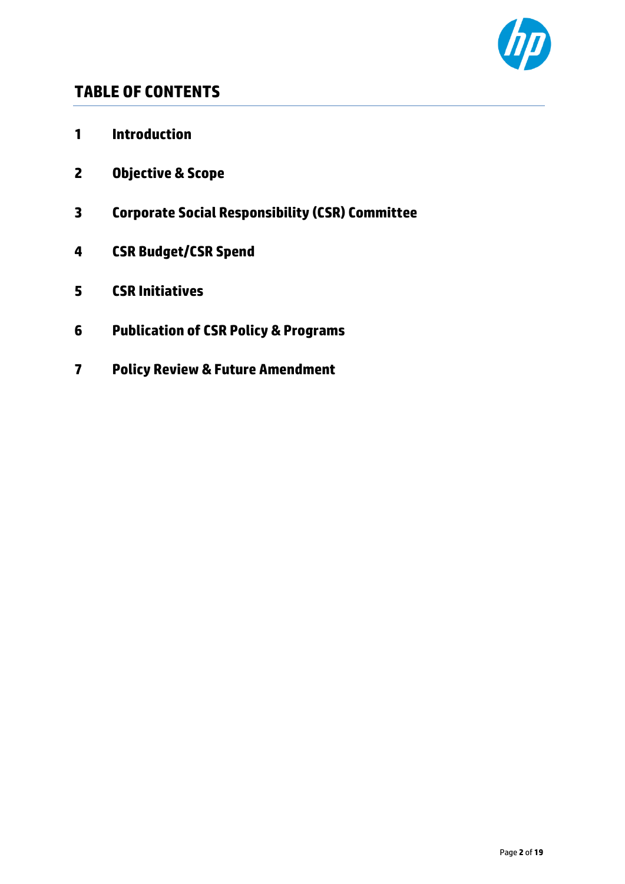## TABLE OF CONTENTS

1. **Introduction**
2. **Objective & Scope**
3. **Corporate Social Responsibility (CSR) Committee**
4. **CSR Budget/CSR Spend**
5. **CSR Initiatives**
6. **Publication of CSR Policy & Programs**
7. **Policy Review & Future Amendment**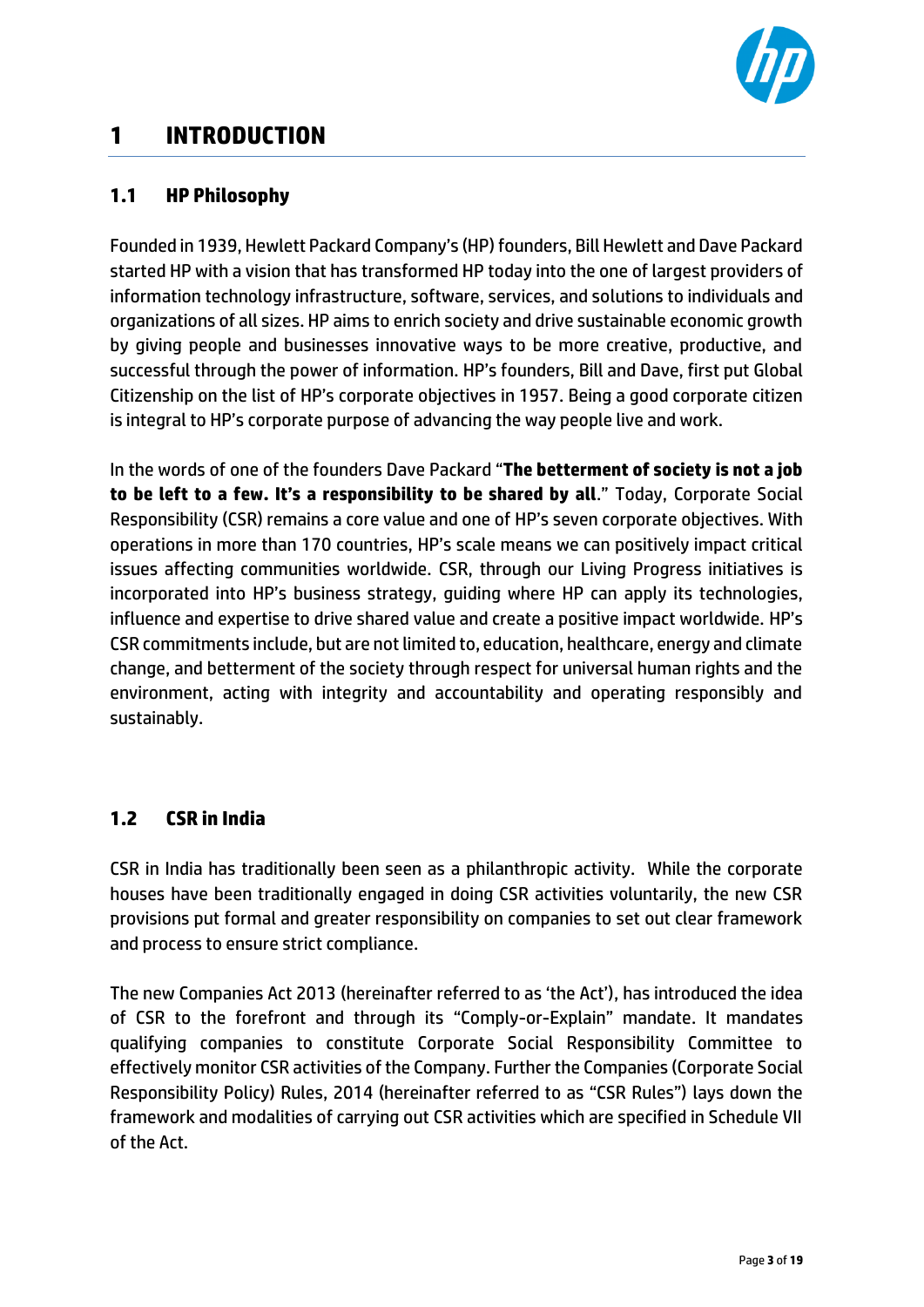# 1 INTRODUCTION

## 1.1 HP Philosophy

Founded in 1939, Hewlett Packard Company's (HP) founders, Bill Hewlett and Dave Packard started HP with a vision that has transformed HP today into the one of largest providers of information technology infrastructure, software, services, and solutions to individuals and organizations of all sizes. HP aims to enrich society and drive sustainable economic growth by giving people and businesses innovative ways to be more creative, productive, and successful through the power of information. HP's founders, Bill and Dave, first put Global Citizenship on the list of HP's corporate objectives in 1957. Being a good corporate citizen is integral to HP's corporate purpose of advancing the way people live and work.

In the words of one of the founders Dave Packard "**The betterment of society is not a job to be left to a few. It's a responsibility to be shared by all**." Today, Corporate Social Responsibility (CSR) remains a core value and one of HP's seven corporate objectives. With operations in more than 170 countries, HP's scale means we can positively impact critical issues affecting communities worldwide. CSR, through our Living Progress initiatives is incorporated into HP's business strategy, guiding where HP can apply its technologies, influence and expertise to drive shared value and create a positive impact worldwide. HP's CSR commitments include, but are not limited to, education, healthcare, energy and climate change, and betterment of the society through respect for universal human rights and the environment, acting with integrity and accountability and operating responsibly and sustainably.

## 1.2 CSR in India

CSR in India has traditionally been seen as a philanthropic activity. While the corporate houses have been traditionally engaged in doing CSR activities voluntarily, the new CSR provisions put formal and greater responsibility on companies to set out clear framework and process to ensure strict compliance.

The new Companies Act 2013 (hereinafter referred to as 'the Act'), has introduced the idea of CSR to the forefront and through its "Comply-or-Explain" mandate. It mandates qualifying companies to constitute Corporate Social Responsibility Committee to effectively monitor CSR activities of the Company. Further the Companies (Corporate Social Responsibility Policy) Rules, 2014 (hereinafter referred to as "CSR Rules") lays down the framework and modalities of carrying out CSR activities which are specified in Schedule VII of the Act.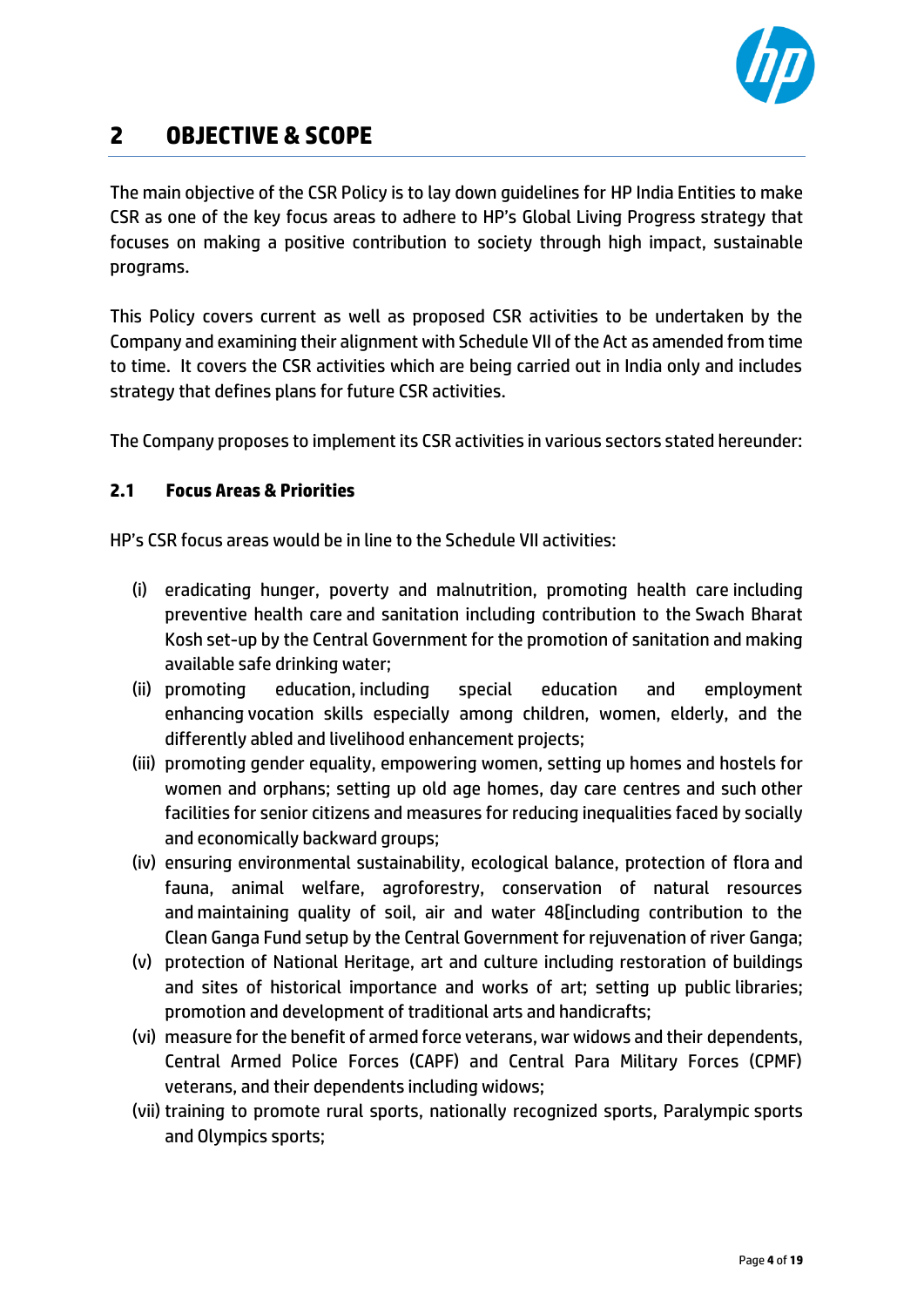## 2 OBJECTIVE & SCOPE

The main objective of the CSR Policy is to lay down guidelines for HP India Entities to make CSR as one of the key focus areas to adhere to HP's Global Living Progress strategy that focuses on making a positive contribution to society through high impact, sustainable programs.

This Policy covers current as well as proposed CSR activities to be undertaken by the Company and examining their alignment with Schedule VII of the Act as amended from time to time. It covers the CSR activities which are being carried out in India only and includes strategy that defines plans for future CSR activities.

The Company proposes to implement its CSR activities in various sectors stated hereunder:

### 2.1 Focus Areas & Priorities

HP's CSR focus areas would be in line to the Schedule VII activities:

- (i) eradicating hunger, poverty and malnutrition, promoting health care including preventive health care and sanitation including contribution to the Swach Bharat Kosh set-up by the Central Government for the promotion of sanitation and making available safe drinking water;
- (ii) promoting education, including special education and employment enhancing vocation skills especially among children, women, elderly, and the differently abled and livelihood enhancement projects;
- (iii) promoting gender equality, empowering women, setting up homes and hostels for women and orphans; setting up old age homes, day care centres and such other facilities for senior citizens and measures for reducing inequalities faced by socially and economically backward groups;
- (iv) ensuring environmental sustainability, ecological balance, protection of flora and fauna, animal welfare, agroforestry, conservation of natural resources and maintaining quality of soil, air and water 48[including contribution to the Clean Ganga Fund setup by the Central Government for rejuvenation of river Ganga;
- (v) protection of National Heritage, art and culture including restoration of buildings and sites of historical importance and works of art; setting up public libraries; promotion and development of traditional arts and handicrafts;
- (vi) measure for the benefit of armed force veterans, war widows and their dependents, Central Armed Police Forces (CAPF) and Central Para Military Forces (CPMF) veterans, and their dependents including widows;
- (vii) training to promote rural sports, nationally recognized sports, Paralympic sports and Olympics sports;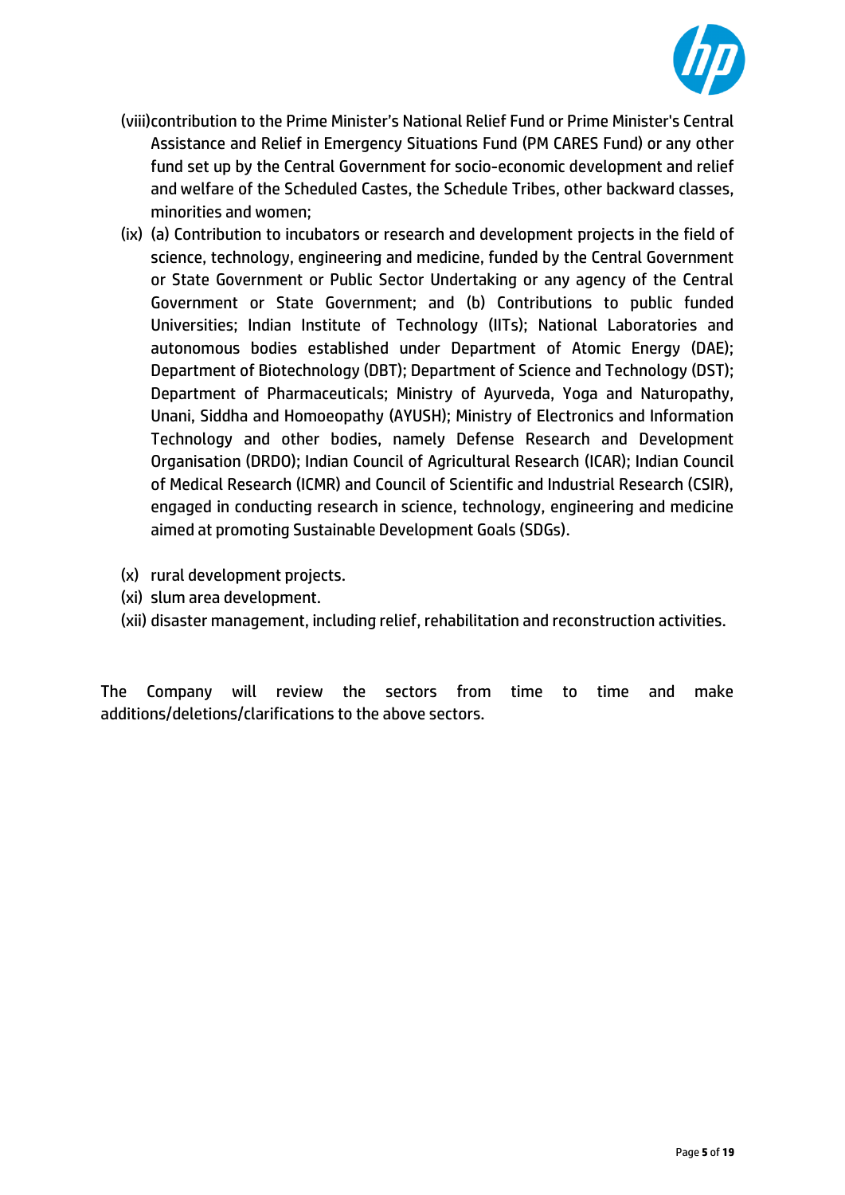(viii) contribution to the Prime Minister's National Relief Fund or Prime Minister's Central Assistance and Relief in Emergency Situations Fund (PM CARES Fund) or any other fund set up by the Central Government for socio-economic development and relief and welfare of the Scheduled Castes, the Schedule Tribes, other backward classes, minorities and women;

(ix) (a) Contribution to incubators or research and development projects in the field of science, technology, engineering and medicine, funded by the Central Government or State Government or Public Sector Undertaking or any agency of the Central Government or State Government; and (b) Contributions to public funded Universities; Indian Institute of Technology (IITs); National Laboratories and autonomous bodies established under Department of Atomic Energy (DAE); Department of Biotechnology (DBT); Department of Science and Technology (DST); Department of Pharmaceuticals; Ministry of Ayurveda, Yoga and Naturopathy, Unani, Siddha and Homoeopathy (AYUSH); Ministry of Electronics and Information Technology and other bodies, namely Defense Research and Development Organisation (DRDO); Indian Council of Agricultural Research (ICAR); Indian Council of Medical Research (ICMR) and Council of Scientific and Industrial Research (CSIR), engaged in conducting research in science, technology, engineering and medicine aimed at promoting Sustainable Development Goals (SDGs).

(x) rural development projects.

(xi) slum area development.

(xii) disaster management, including relief, rehabilitation and reconstruction activities.

The Company will review the sectors from time to time and make additions/deletions/clarifications to the above sectors.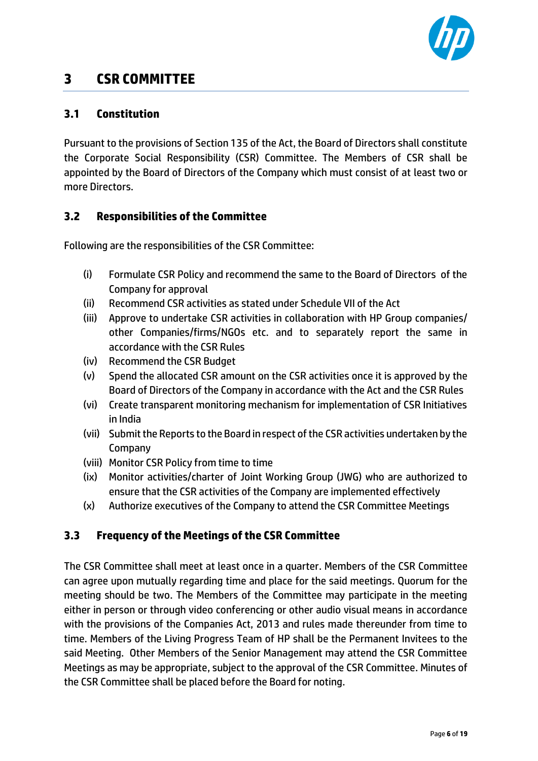# 3 CSR COMMITTEE

## 3.1 Constitution

Pursuant to the provisions of Section 135 of the Act, the Board of Directors shall constitute the Corporate Social Responsibility (CSR) Committee. The Members of CSR shall be appointed by the Board of Directors of the Company which must consist of at least two or more Directors.

## 3.2 Responsibilities of the Committee

Following are the responsibilities of the CSR Committee:

(i) Formulate CSR Policy and recommend the same to the Board of Directors of the Company for approval

(ii) Recommend CSR activities as stated under Schedule VII of the Act

(iii) Approve to undertake CSR activities in collaboration with HP Group companies/ other Companies/firms/NGOs etc. and to separately report the same in accordance with the CSR Rules

(iv) Recommend the CSR Budget

(v) Spend the allocated CSR amount on the CSR activities once it is approved by the Board of Directors of the Company in accordance with the Act and the CSR Rules

(vi) Create transparent monitoring mechanism for implementation of CSR Initiatives in India

(vii) Submit the Reports to the Board in respect of the CSR activities undertaken by the Company

(viii) Monitor CSR Policy from time to time

(ix) Monitor activities/charter of Joint Working Group (JWG) who are authorized to ensure that the CSR activities of the Company are implemented effectively

(x) Authorize executives of the Company to attend the CSR Committee Meetings

## 3.3 Frequency of the Meetings of the CSR Committee

The CSR Committee shall meet at least once in a quarter. Members of the CSR Committee can agree upon mutually regarding time and place for the said meetings. Quorum for the meeting should be two. The Members of the Committee may participate in the meeting either in person or through video conferencing or other audio visual means in accordance with the provisions of the Companies Act, 2013 and rules made thereunder from time to time. Members of the Living Progress Team of HP shall be the Permanent Invitees to the said Meeting. Other Members of the Senior Management may attend the CSR Committee Meetings as may be appropriate, subject to the approval of the CSR Committee. Minutes of the CSR Committee shall be placed before the Board for noting.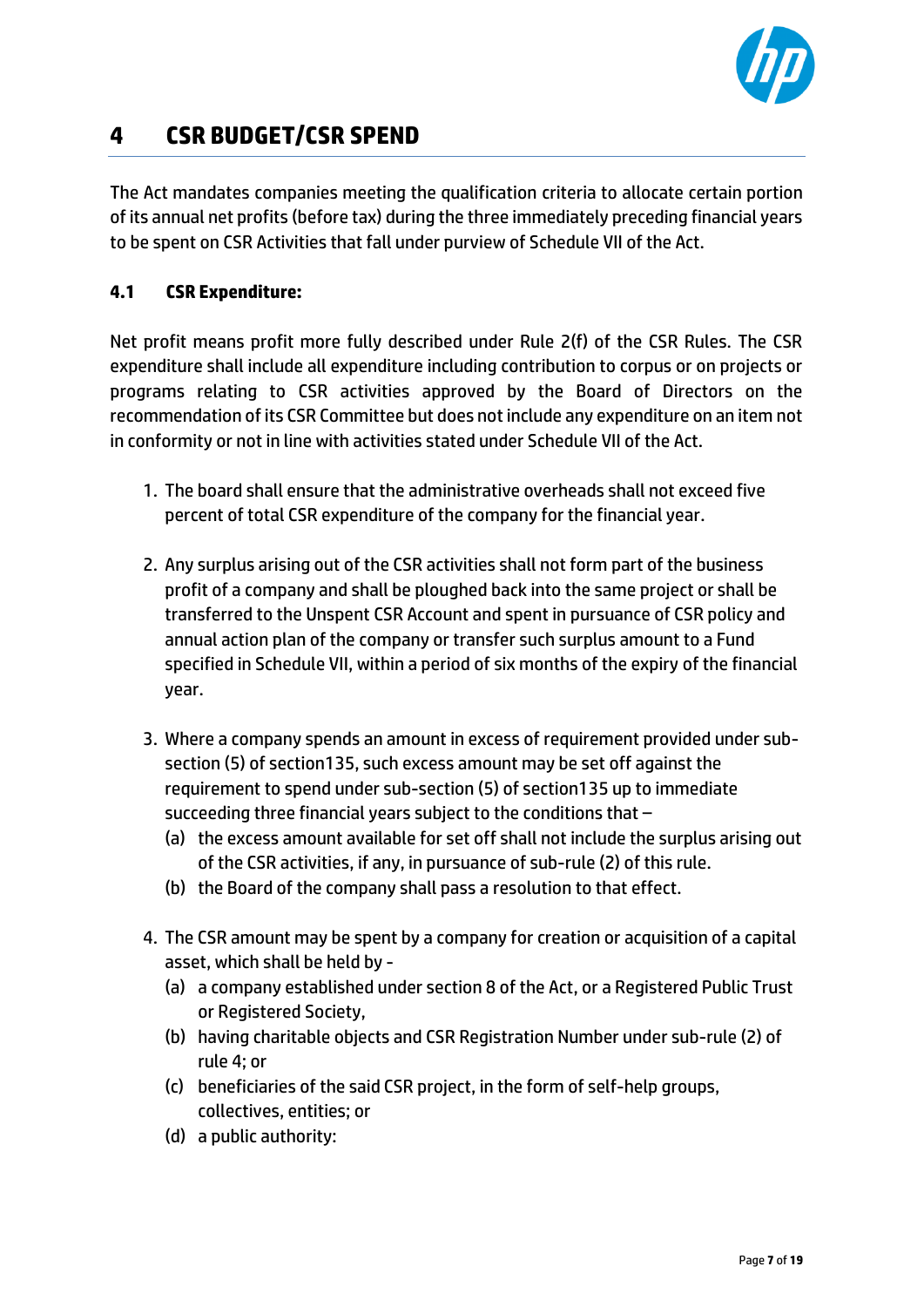# 4 CSR BUDGET/CSR SPEND

The Act mandates companies meeting the qualification criteria to allocate certain portion of its annual net profits (before tax) during the three immediately preceding financial years to be spent on CSR Activities that fall under purview of Schedule VII of the Act.

### 4.1 CSR Expenditure:

Net profit means profit more fully described under Rule 2(f) of the CSR Rules. The CSR expenditure shall include all expenditure including contribution to corpus or on projects or programs relating to CSR activities approved by the Board of Directors on the recommendation of its CSR Committee but does not include any expenditure on an item not in conformity or not in line with activities stated under Schedule VII of the Act.

1. The board shall ensure that the administrative overheads shall not exceed five percent of total CSR expenditure of the company for the financial year.

2. Any surplus arising out of the CSR activities shall not form part of the business profit of a company and shall be ploughed back into the same project or shall be transferred to the Unspent CSR Account and spent in pursuance of CSR policy and annual action plan of the company or transfer such surplus amount to a Fund specified in Schedule VII, within a period of six months of the expiry of the financial year.

3. Where a company spends an amount in excess of requirement provided under sub-section (5) of section135, such excess amount may be set off against the requirement to spend under sub-section (5) of section135 up to immediate succeeding three financial years subject to the conditions that –
   (a) the excess amount available for set off shall not include the surplus arising out of the CSR activities, if any, in pursuance of sub-rule (2) of this rule.
   (b) the Board of the company shall pass a resolution to that effect.

4. The CSR amount may be spent by a company for creation or acquisition of a capital asset, which shall be held by -
   (a) a company established under section 8 of the Act, or a Registered Public Trust or Registered Society,
   (b) having charitable objects and CSR Registration Number under sub-rule (2) of rule 4; or
   (c) beneficiaries of the said CSR project, in the form of self-help groups, collectives, entities; or
   (d) a public authority: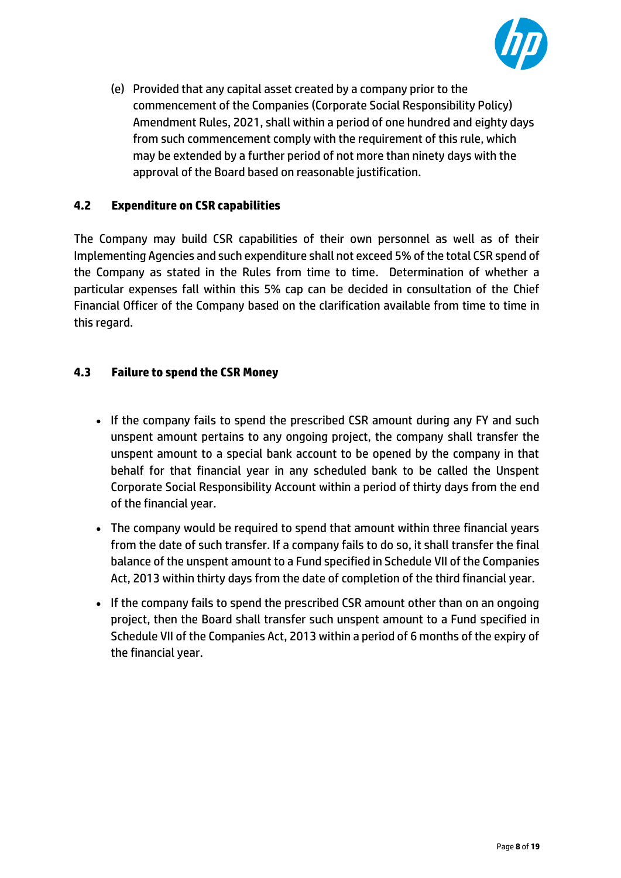(e) Provided that any capital asset created by a company prior to the commencement of the Companies (Corporate Social Responsibility Policy) Amendment Rules, 2021, shall within a period of one hundred and eighty days from such commencement comply with the requirement of this rule, which may be extended by a further period of not more than ninety days with the approval of the Board based on reasonable justification.

### 4.2 Expenditure on CSR capabilities

The Company may build CSR capabilities of their own personnel as well as of their Implementing Agencies and such expenditure shall not exceed 5% of the total CSR spend of the Company as stated in the Rules from time to time. Determination of whether a particular expenses fall within this 5% cap can be decided in consultation of the Chief Financial Officer of the Company based on the clarification available from time to time in this regard.

### 4.3 Failure to spend the CSR Money

- If the company fails to spend the prescribed CSR amount during any FY and such unspent amount pertains to any ongoing project, the company shall transfer the unspent amount to a special bank account to be opened by the company in that behalf for that financial year in any scheduled bank to be called the Unspent Corporate Social Responsibility Account within a period of thirty days from the end of the financial year.
- The company would be required to spend that amount within three financial years from the date of such transfer. If a company fails to do so, it shall transfer the final balance of the unspent amount to a Fund specified in Schedule VII of the Companies Act, 2013 within thirty days from the date of completion of the third financial year.
- If the company fails to spend the prescribed CSR amount other than on an ongoing project, then the Board shall transfer such unspent amount to a Fund specified in Schedule VII of the Companies Act, 2013 within a period of 6 months of the expiry of the financial year.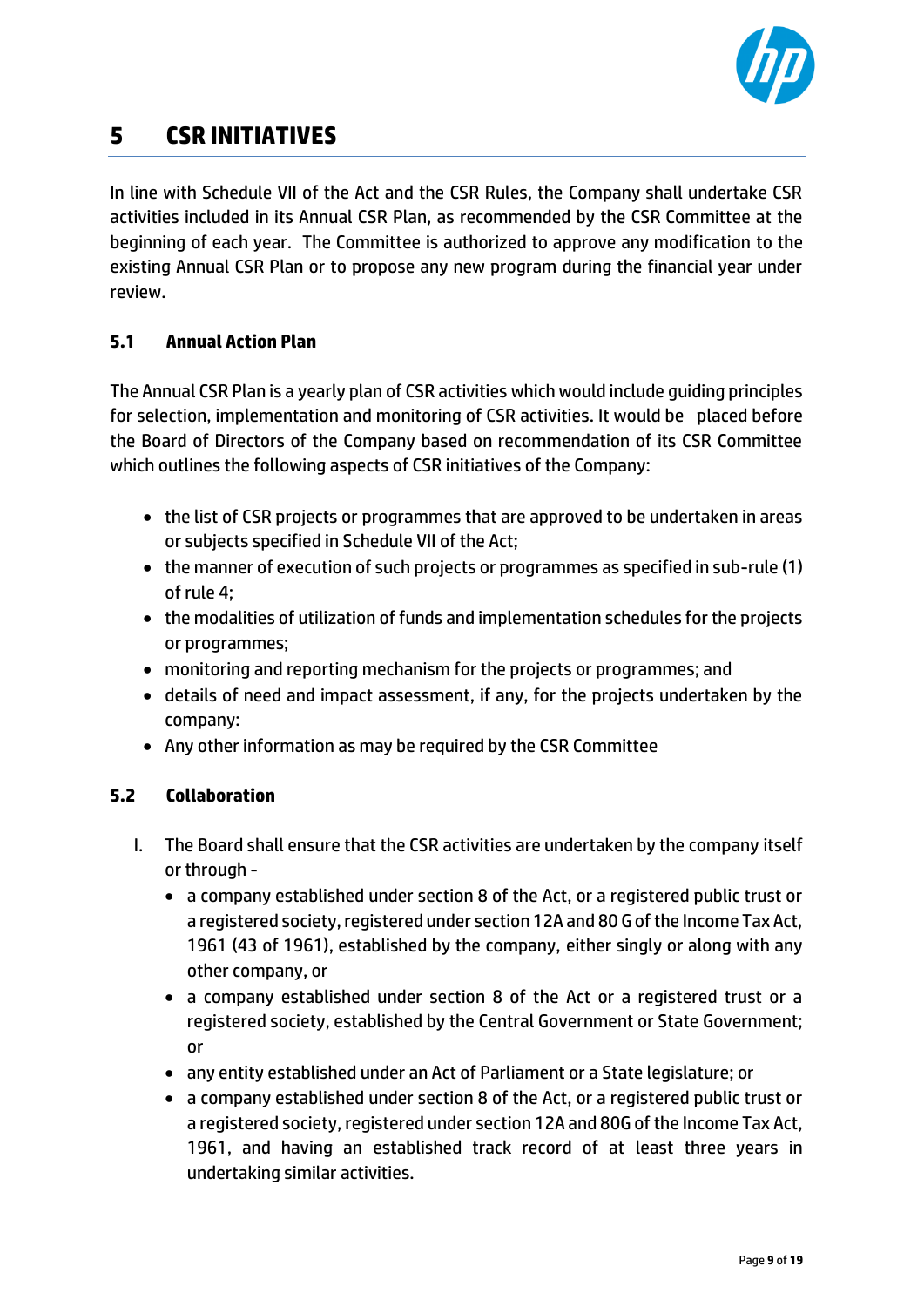# 5 CSR INITIATIVES

In line with Schedule VII of the Act and the CSR Rules, the Company shall undertake CSR activities included in its Annual CSR Plan, as recommended by the CSR Committee at the beginning of each year. The Committee is authorized to approve any modification to the existing Annual CSR Plan or to propose any new program during the financial year under review.

## 5.1 Annual Action Plan

The Annual CSR Plan is a yearly plan of CSR activities which would include guiding principles for selection, implementation and monitoring of CSR activities. It would be placed before the Board of Directors of the Company based on recommendation of its CSR Committee which outlines the following aspects of CSR initiatives of the Company:

- the list of CSR projects or programmes that are approved to be undertaken in areas or subjects specified in Schedule VII of the Act;
- the manner of execution of such projects or programmes as specified in sub-rule (1) of rule 4;
- the modalities of utilization of funds and implementation schedules for the projects or programmes;
- monitoring and reporting mechanism for the projects or programmes; and
- details of need and impact assessment, if any, for the projects undertaken by the company:
- Any other information as may be required by the CSR Committee

## 5.2 Collaboration

I. The Board shall ensure that the CSR activities are undertaken by the company itself or through -
   - a company established under section 8 of the Act, or a registered public trust or a registered society, registered under section 12A and 80 G of the Income Tax Act, 1961 (43 of 1961), established by the company, either singly or along with any other company, or
   - a company established under section 8 of the Act or a registered trust or a registered society, established by the Central Government or State Government; or
   - any entity established under an Act of Parliament or a State legislature; or
   - a company established under section 8 of the Act, or a registered public trust or a registered society, registered under section 12A and 80G of the Income Tax Act, 1961, and having an established track record of at least three years in undertaking similar activities.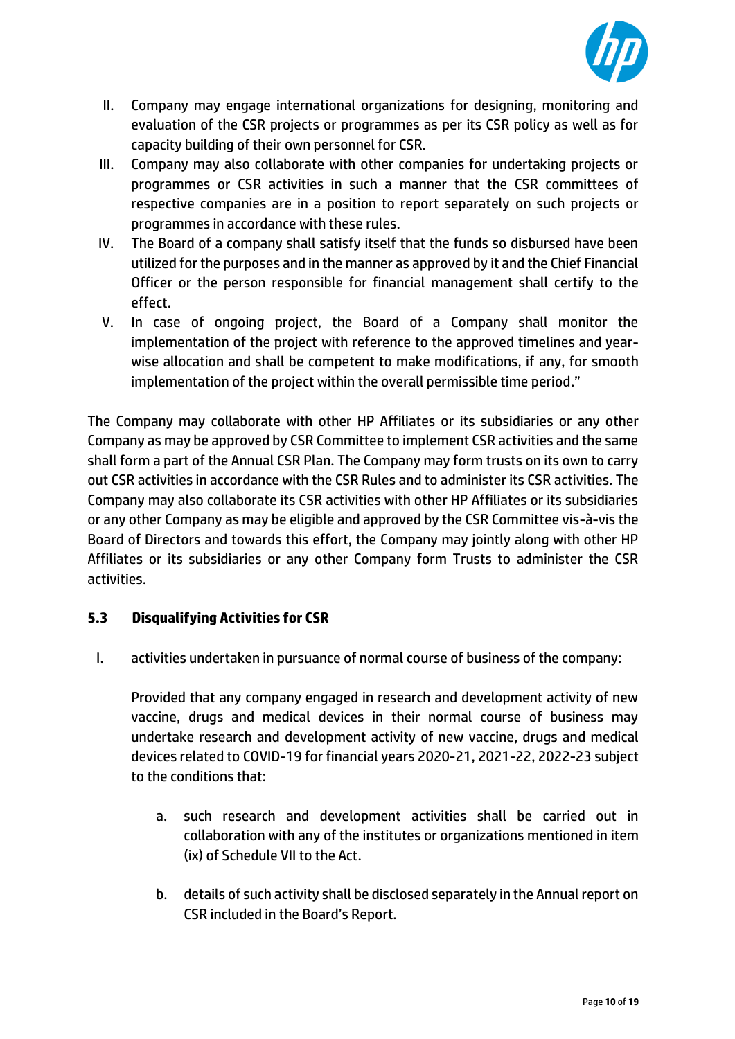II. Company may engage international organizations for designing, monitoring and evaluation of the CSR projects or programmes as per its CSR policy as well as for capacity building of their own personnel for CSR.

III. Company may also collaborate with other companies for undertaking projects or programmes or CSR activities in such a manner that the CSR committees of respective companies are in a position to report separately on such projects or programmes in accordance with these rules.

IV. The Board of a company shall satisfy itself that the funds so disbursed have been utilized for the purposes and in the manner as approved by it and the Chief Financial Officer or the person responsible for financial management shall certify to the effect.

V. In case of ongoing project, the Board of a Company shall monitor the implementation of the project with reference to the approved timelines and year-wise allocation and shall be competent to make modifications, if any, for smooth implementation of the project within the overall permissible time period."

The Company may collaborate with other HP Affiliates or its subsidiaries or any other Company as may be approved by CSR Committee to implement CSR activities and the same shall form a part of the Annual CSR Plan. The Company may form trusts on its own to carry out CSR activities in accordance with the CSR Rules and to administer its CSR activities. The Company may also collaborate its CSR activities with other HP Affiliates or its subsidiaries or any other Company as may be eligible and approved by the CSR Committee vis-à-vis the Board of Directors and towards this effort, the Company may jointly along with other HP Affiliates or its subsidiaries or any other Company form Trusts to administer the CSR activities.

### 5.3 Disqualifying Activities for CSR

I. activities undertaken in pursuance of normal course of business of the company:

   Provided that any company engaged in research and development activity of new vaccine, drugs and medical devices in their normal course of business may undertake research and development activity of new vaccine, drugs and medical devices related to COVID-19 for financial years 2020-21, 2021-22, 2022-23 subject to the conditions that:

   a. such research and development activities shall be carried out in collaboration with any of the institutes or organizations mentioned in item (ix) of Schedule VII to the Act.

   b. details of such activity shall be disclosed separately in the Annual report on CSR included in the Board's Report.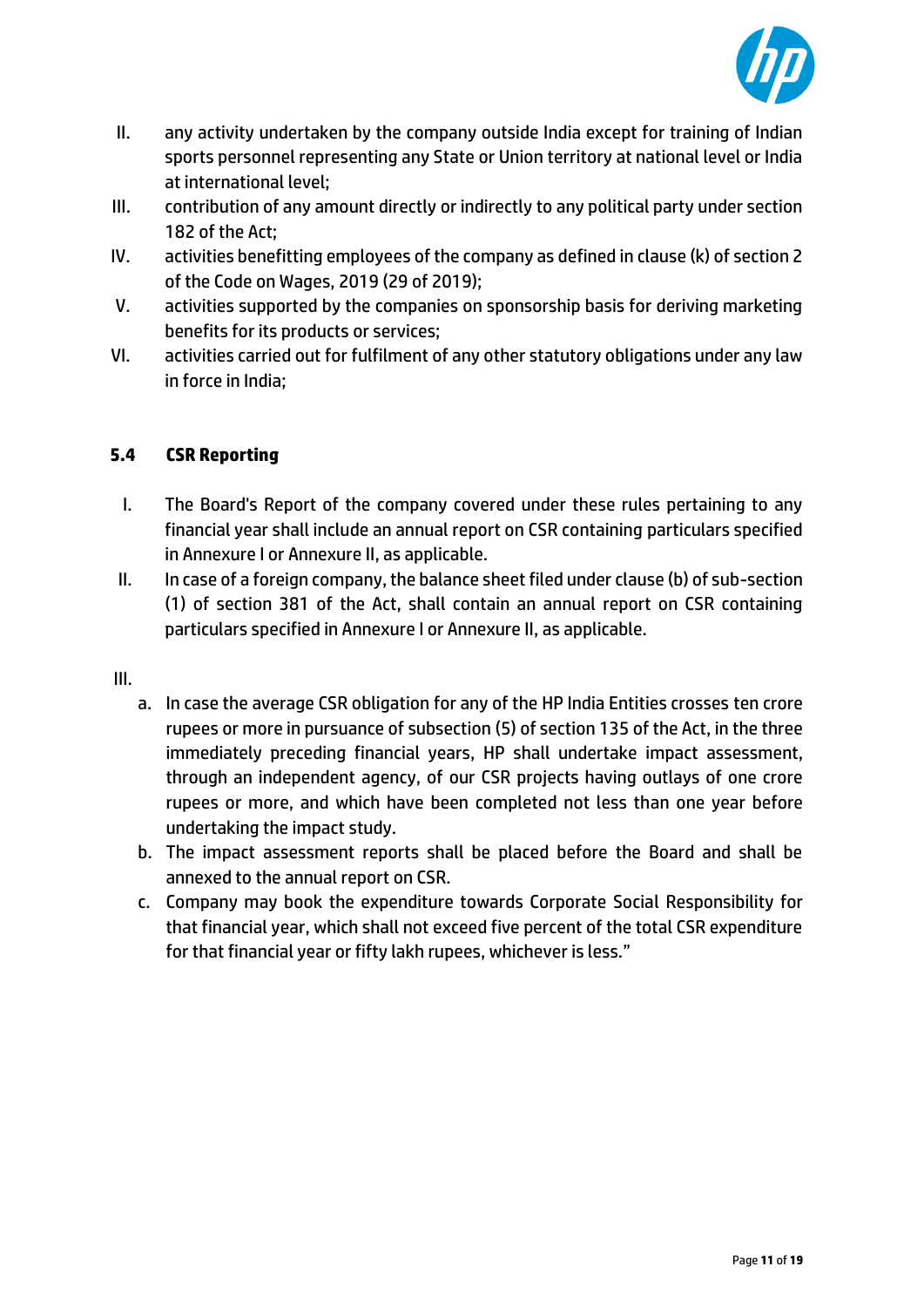II. any activity undertaken by the company outside India except for training of Indian sports personnel representing any State or Union territory at national level or India at international level;

III. contribution of any amount directly or indirectly to any political party under section 182 of the Act;

IV. activities benefitting employees of the company as defined in clause (k) of section 2 of the Code on Wages, 2019 (29 of 2019);

V. activities supported by the companies on sponsorship basis for deriving marketing benefits for its products or services;

VI. activities carried out for fulfilment of any other statutory obligations under any law in force in India;

### 5.4 CSR Reporting

I. The Board's Report of the company covered under these rules pertaining to any financial year shall include an annual report on CSR containing particulars specified in Annexure I or Annexure II, as applicable.

II. In case of a foreign company, the balance sheet filed under clause (b) of sub-section (1) of section 381 of the Act, shall contain an annual report on CSR containing particulars specified in Annexure I or Annexure II, as applicable.

III.

a. In case the average CSR obligation for any of the HP India Entities crosses ten crore rupees or more in pursuance of subsection (5) of section 135 of the Act, in the three immediately preceding financial years, HP shall undertake impact assessment, through an independent agency, of our CSR projects having outlays of one crore rupees or more, and which have been completed not less than one year before undertaking the impact study.

b. The impact assessment reports shall be placed before the Board and shall be annexed to the annual report on CSR.

c. Company may book the expenditure towards Corporate Social Responsibility for that financial year, which shall not exceed five percent of the total CSR expenditure for that financial year or fifty lakh rupees, whichever is less."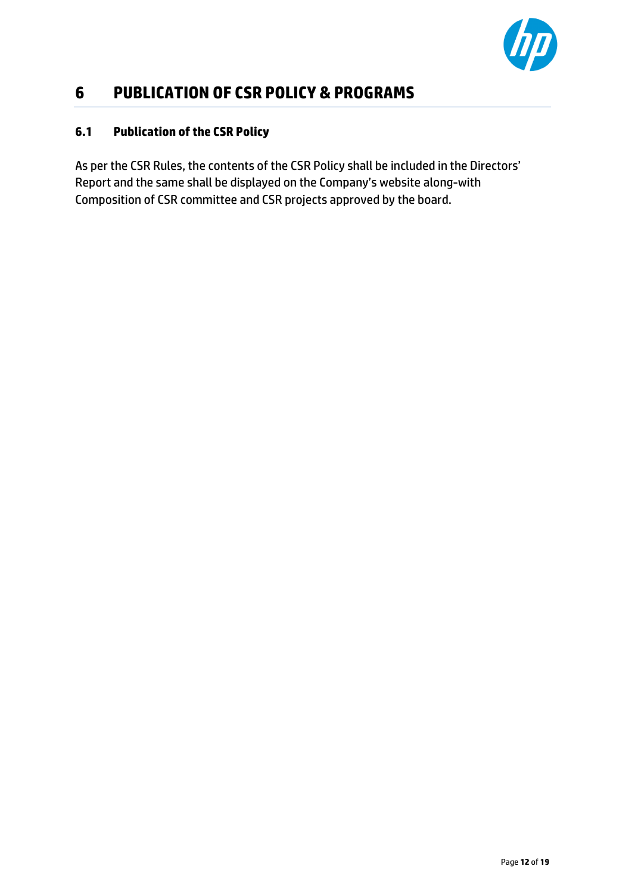# 6 PUBLICATION OF CSR POLICY & PROGRAMS

## 6.1 Publication of the CSR Policy

As per the CSR Rules, the contents of the CSR Policy shall be included in the Directors' Report and the same shall be displayed on the Company's website along-with Composition of CSR committee and CSR projects approved by the board.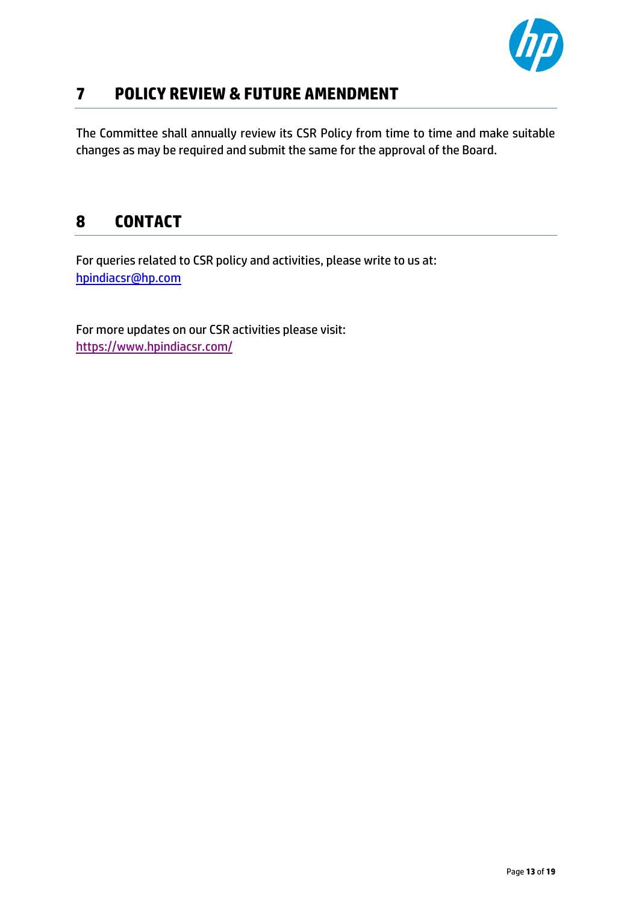# 7 POLICY REVIEW & FUTURE AMENDMENT

The Committee shall annually review its CSR Policy from time to time and make suitable changes as may be required and submit the same for the approval of the Board.

# 8 CONTACT

For queries related to CSR policy and activities, please write to us at:
hpindiacsr@hp.com

For more updates on our CSR activities please visit:
https://www.hpindiacsr.com/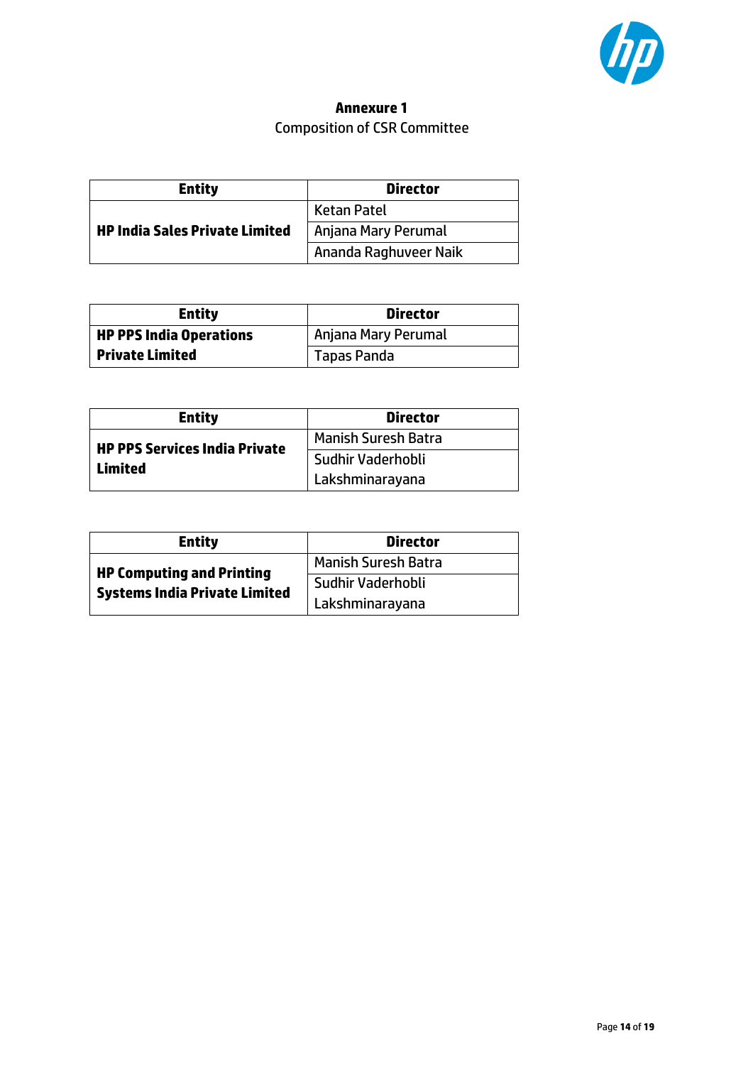**Annexure 1**

Composition of CSR Committee

| Entity | Director |
|---|---|
| **HP India Sales Private Limited** | Ketan Patel |
| | Anjana Mary Perumal |
| | Ananda Raghuveer Naik |

| Entity | Director |
|---|---|
| **HP PPS India Operations Private Limited** | Anjana Mary Perumal |
| | Tapas Panda |

| Entity | Director |
|---|---|
| **HP PPS Services India Private Limited** | Manish Suresh Batra |
| | Sudhir Vaderhobli Lakshminarayana |

| Entity | Director |
|---|---|
| **HP Computing and Printing Systems India Private Limited** | Manish Suresh Batra |
| | Sudhir Vaderhobli Lakshminarayana |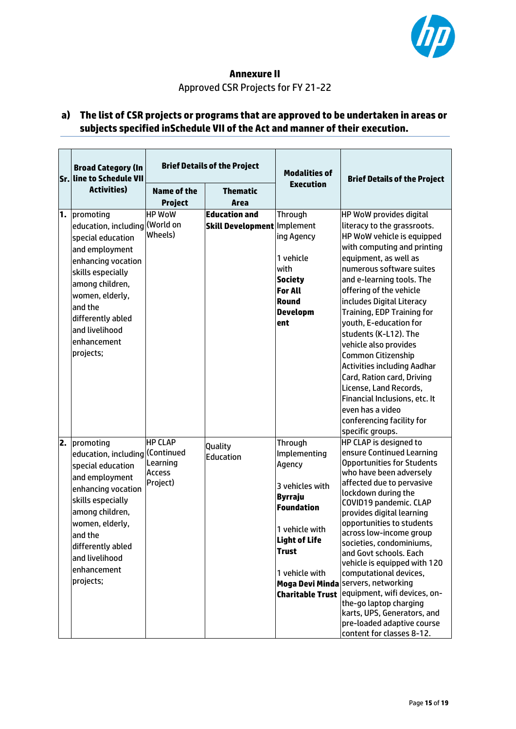## Annexure II

Approved CSR Projects for FY 21-22

### a) The list of CSR projects or programs that are approved to be undertaken in areas or subjects specified inSchedule VII of the Act and manner of their execution.

| Sr. | Broad Category (In line to Schedule VII Activities) | Brief Details of the Project | | Modalities of Execution | Brief Details of the Project |
|---|---|---|---|---|---|
| | | Name of the Project | Thematic Area | | |
| 1. | promoting education, including special education and employment enhancing vocation skills especially among children, women, elderly, and the differently abled and livelihood enhancement projects; | HP WoW (World on Wheels) | **Education and Skill Development** | Through Implementing Agency<br><br>1 vehicle with **Society For All Round Development** | HP WoW provides digital literacy to the grassroots. HP WoW vehicle is equipped with computing and printing equipment, as well as numerous software suites and e-learning tools. The offering of the vehicle includes Digital Literacy Training, EDP Training for youth, E-education for students (K-L12). The vehicle also provides Common Citizenship Activities including Aadhar Card, Ration card, Driving License, Land Records, Financial Inclusions, etc. It even has a video conferencing facility for specific groups. |
| 2. | promoting education, including special education and employment enhancing vocation skills especially among children, women, elderly, and the differently abled and livelihood enhancement projects; | HP CLAP (Continued Learning Access Project) | Quality Education | Through Implementing Agency<br><br>3 vehicles with **Byrraju Foundation**<br><br>1 vehicle with **Light of Life Trust**<br><br>1 vehicle with **Moga Devi Minda Charitable Trust** | HP CLAP is designed to ensure Continued Learning Opportunities for Students who have been adversely affected due to pervasive lockdown during the COVID19 pandemic. CLAP provides digital learning opportunities to students across low-income group societies, condominiums, and Govt schools. Each vehicle is equipped with 120 computational devices, servers, networking equipment, wifi devices, on-the-go laptop charging karts, UPS, Generators, and pre-loaded adaptive course content for classes 8-12. |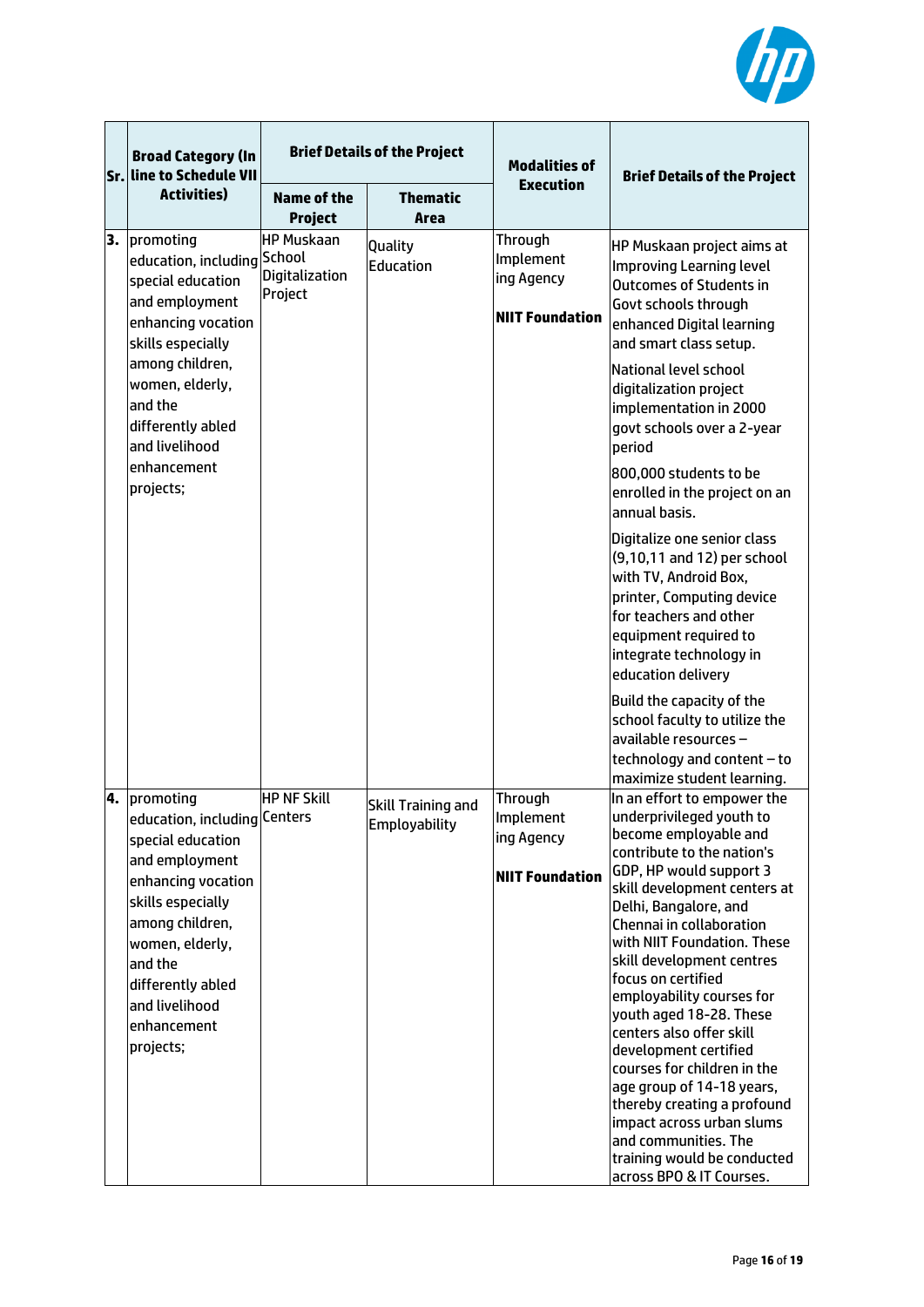| Sr. | Broad Category (In line to Schedule VII Activities) | Brief Details of the Project | | Modalities of Execution | Brief Details of the Project |
|---|---|---|---|---|---|
| | | Name of the Project | Thematic Area | | |
| 3. | promoting education, including special education and employment enhancing vocation skills especially among children, women, elderly, and the differently abled and livelihood enhancement projects; | HP Muskaan School Digitalization Project | Quality Education | Through Implementing Agency **NIIT Foundation** | HP Muskaan project aims at Improving Learning level Outcomes of Students in Govt schools through enhanced Digital learning and smart class setup. National level school digitalization project implementation in 2000 govt schools over a 2-year period 800,000 students to be enrolled in the project on an annual basis. Digitalize one senior class (9,10,11 and 12) per school with TV, Android Box, printer, Computing device for teachers and other equipment required to integrate technology in education delivery Build the capacity of the school faculty to utilize the available resources – technology and content – to maximize student learning. |
| 4. | promoting education, including special education and employment enhancing vocation skills especially among children, women, elderly, and the differently abled and livelihood enhancement projects; | HP NF Skill Centers | Skill Training and Employability | Through Implementing Agency **NIIT Foundation** | In an effort to empower the underprivileged youth to become employable and contribute to the nation's GDP, HP would support 3 skill development centers at Delhi, Bangalore, and Chennai in collaboration with NIIT Foundation. These skill development centres focus on certified employability courses for youth aged 18-28. These centers also offer skill development certified courses for children in the age group of 14-18 years, thereby creating a profound impact across urban slums and communities. The training would be conducted across BPO & IT Courses. |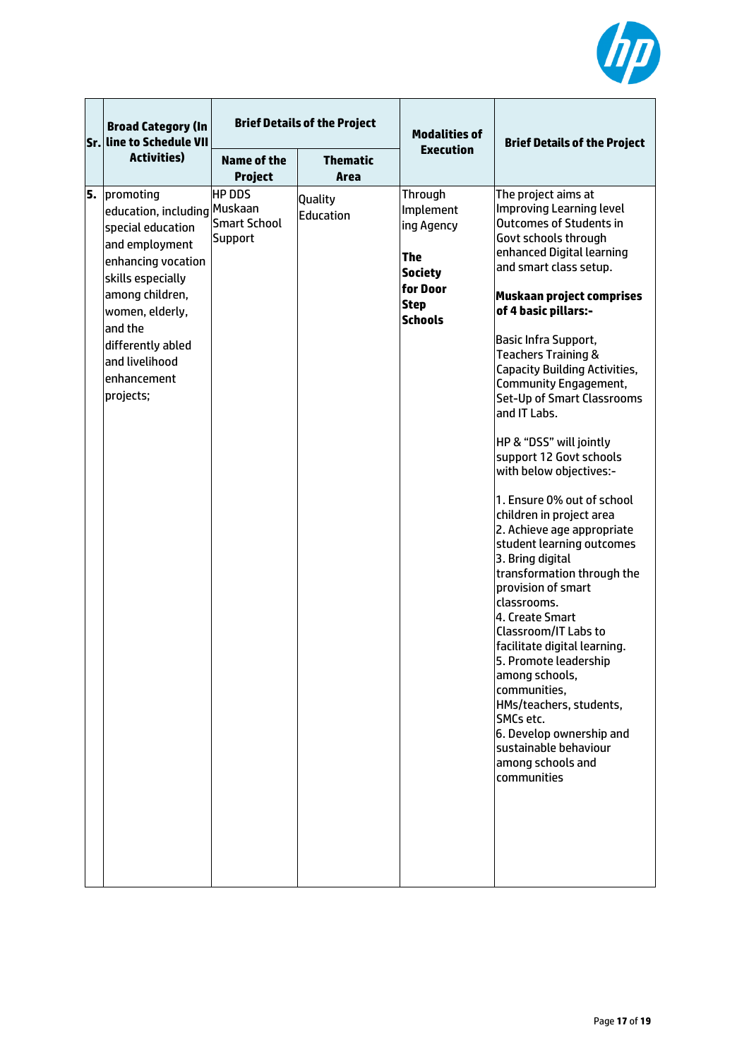| Sr. | Broad Category (In line to Schedule VII Activities) | Brief Details of the Project | | Modalities of Execution | Brief Details of the Project |
|---|---|---|---|---|---|
| | | Name of the Project | Thematic Area | | |
| **5.** | promoting education, including special education and employment enhancing vocation skills especially among children, women, elderly, and the differently abled and livelihood enhancement projects; | HP DDS Muskaan Smart School Support | Quality Education | Through Implementing Agency<br><br>**The Society for Door Step Schools** | The project aims at Improving Learning level Outcomes of Students in Govt schools through enhanced Digital learning and smart class setup.<br><br>**Muskaan project comprises of 4 basic pillars:-**<br><br>Basic Infra Support, Teachers Training & Capacity Building Activities, Community Engagement, Set-Up of Smart Classrooms and IT Labs.<br><br>HP & "DSS" will jointly support 12 Govt schools with below objectives:-<br><br>1. Ensure 0% out of school children in project area<br>2. Achieve age appropriate student learning outcomes<br>3. Bring digital transformation through the provision of smart classrooms.<br>4. Create Smart Classroom/IT Labs to facilitate digital learning.<br>5. Promote leadership among schools, communities, HMs/teachers, students, SMCs etc.<br>6. Develop ownership and sustainable behaviour among schools and communities |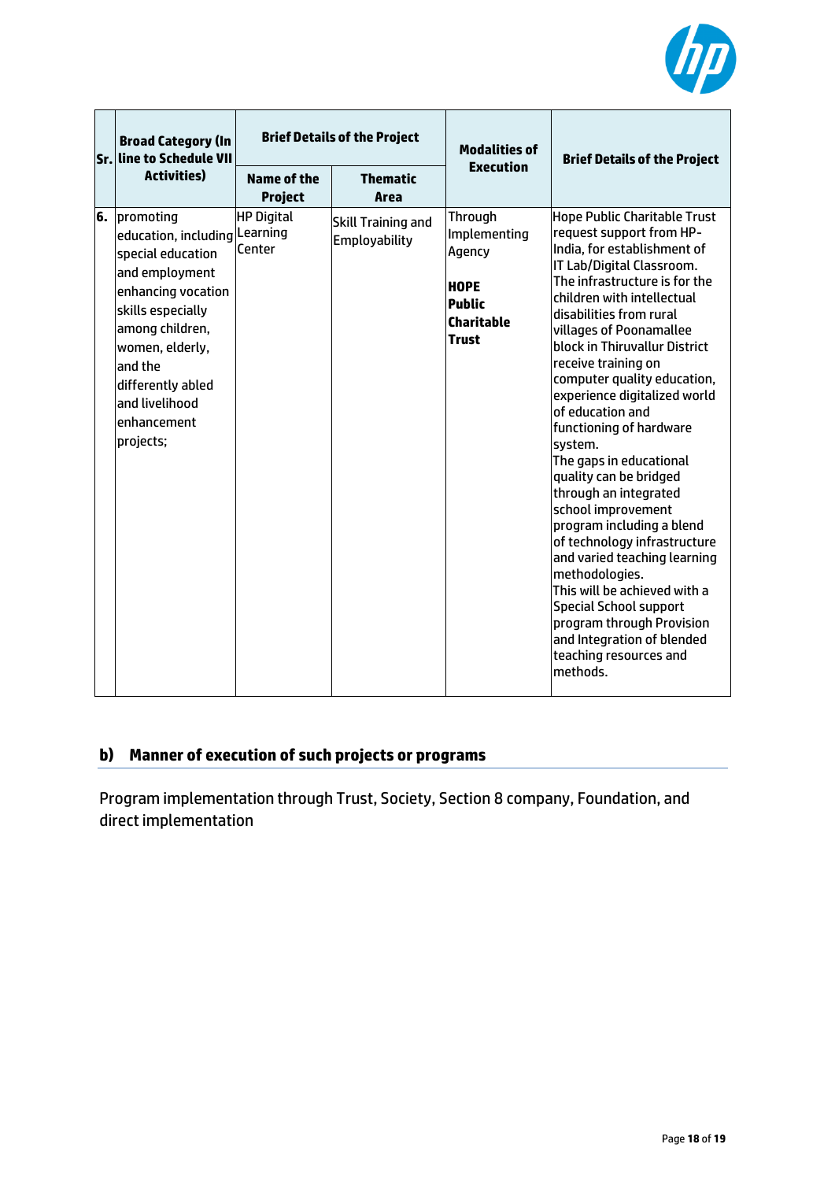| Sr. | Broad Category (In line to Schedule VII Activities) | Brief Details of the Project | | Modalities of Execution | Brief Details of the Project |
|---|---|---|---|---|---|
| | | Name of the Project | Thematic Area | | |
| 6. | promoting education, including special education and employment enhancing vocation skills especially among children, women, elderly, and the differently abled and livelihood enhancement projects; | HP Digital Learning Center | Skill Training and Employability | Through Implementing Agency **HOPE Public Charitable Trust** | Hope Public Charitable Trust request support from HP-India, for establishment of IT Lab/Digital Classroom. The infrastructure is for the children with intellectual disabilities from rural villages of Poonamallee block in Thiruvallur District receive training on computer quality education, experience digitalized world of education and functioning of hardware system. The gaps in educational quality can be bridged through an integrated school improvement program including a blend of technology infrastructure and varied teaching learning methodologies. This will be achieved with a Special School support program through Provision and Integration of blended teaching resources and methods. |

## b) Manner of execution of such projects or programs

Program implementation through Trust, Society, Section 8 company, Foundation, and direct implementation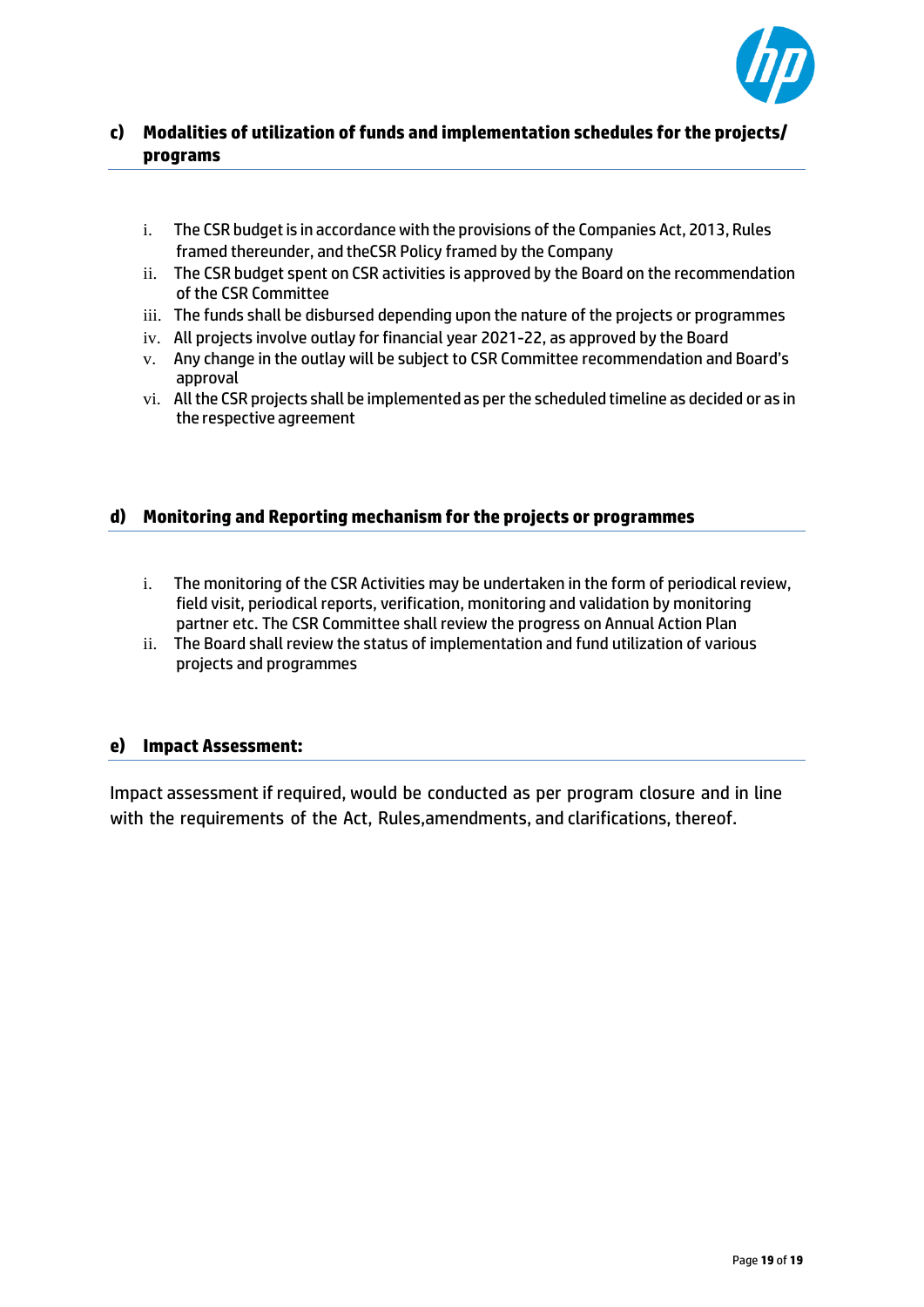## c) Modalities of utilization of funds and implementation schedules for the projects/ programs

i. The CSR budget is in accordance with the provisions of the Companies Act, 2013, Rules framed thereunder, and theCSR Policy framed by the Company
ii. The CSR budget spent on CSR activities is approved by the Board on the recommendation of the CSR Committee
iii. The funds shall be disbursed depending upon the nature of the projects or programmes
iv. All projects involve outlay for financial year 2021-22, as approved by the Board
v. Any change in the outlay will be subject to CSR Committee recommendation and Board's approval
vi. All the CSR projects shall be implemented as per the scheduled timeline as decided or as in the respective agreement

## d) Monitoring and Reporting mechanism for the projects or programmes

i. The monitoring of the CSR Activities may be undertaken in the form of periodical review, field visit, periodical reports, verification, monitoring and validation by monitoring partner etc. The CSR Committee shall review the progress on Annual Action Plan
ii. The Board shall review the status of implementation and fund utilization of various projects and programmes

## e) Impact Assessment:

Impact assessment if required, would be conducted as per program closure and in line with the requirements of the Act, Rules,amendments, and clarifications, thereof.